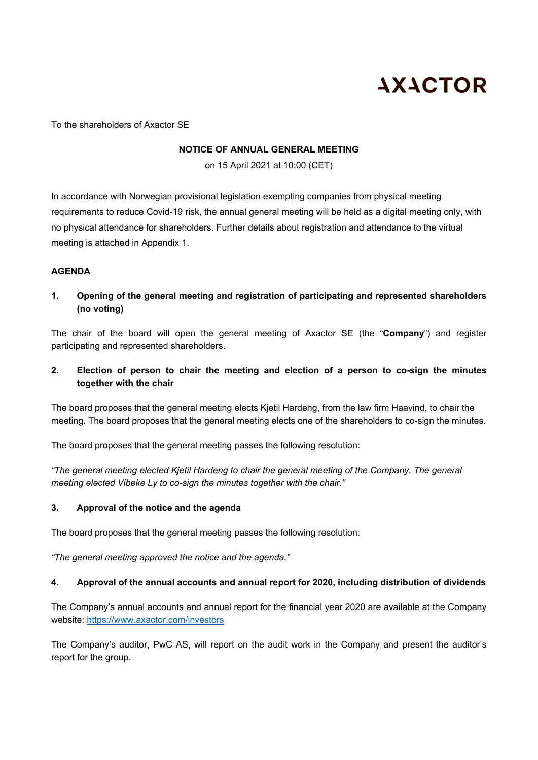AXACTOR

To the shareholders of Axactor SE

**NOTICE OF ANNUAL GENERAL MEETING**

on 15 April 2021 at 10:00 (CET)

In accordance with Norwegian provisional legislation exempting companies from physical meeting requirements to reduce Covid-19 risk, the annual general meeting will be held as a digital meeting only, with no physical attendance for shareholders. Further details about registration and attendance to the virtual meeting is attached in Appendix 1.

**AGENDA**

### 1. Opening of the general meeting and registration of participating and represented shareholders (no voting)

The chair of the board will open the general meeting of Axactor SE (the "**Company**") and register participating and represented shareholders.

### 2. Election of person to chair the meeting and election of a person to co-sign the minutes together with the chair

The board proposes that the general meeting elects Kjetil Hardeng, from the law firm Haavind, to chair the meeting. The board proposes that the general meeting elects one of the shareholders to co-sign the minutes.

The board proposes that the general meeting passes the following resolution:

*"The general meeting elected Kjetil Hardeng to chair the general meeting of the Company. The general meeting elected Vibeke Ly to co-sign the minutes together with the chair."*

### 3. Approval of the notice and the agenda

The board proposes that the general meeting passes the following resolution:

*"The general meeting approved the notice and the agenda."*

### 4. Approval of the annual accounts and annual report for 2020, including distribution of dividends

The Company's annual accounts and annual report for the financial year 2020 are available at the Company website: https://www.axactor.com/investors

The Company's auditor, PwC AS, will report on the audit work in the Company and present the auditor's report for the group.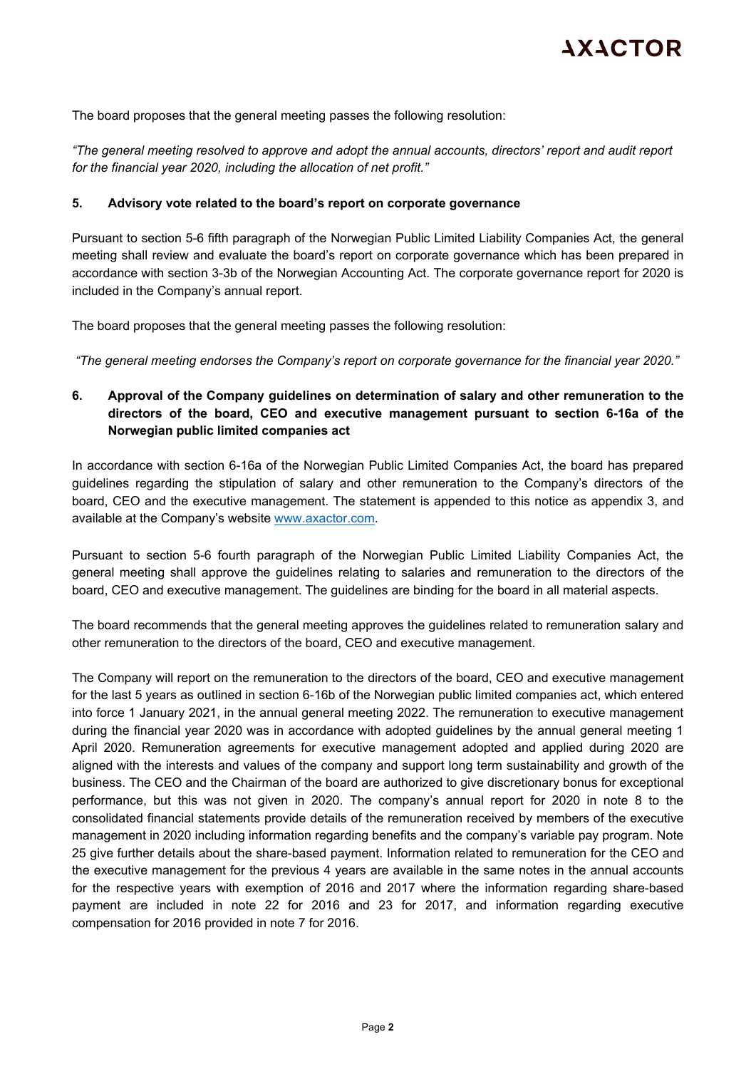The board proposes that the general meeting passes the following resolution:

*"The general meeting resolved to approve and adopt the annual accounts, directors' report and audit report for the financial year 2020, including the allocation of net profit."*

**5. Advisory vote related to the board's report on corporate governance**

Pursuant to section 5-6 fifth paragraph of the Norwegian Public Limited Liability Companies Act, the general meeting shall review and evaluate the board's report on corporate governance which has been prepared in accordance with section 3-3b of the Norwegian Accounting Act. The corporate governance report for 2020 is included in the Company's annual report.

The board proposes that the general meeting passes the following resolution:

*"The general meeting endorses the Company's report on corporate governance for the financial year 2020."*

**6. Approval of the Company guidelines on determination of salary and other remuneration to the directors of the board, CEO and executive management pursuant to section 6-16a of the Norwegian public limited companies act**

In accordance with section 6-16a of the Norwegian Public Limited Companies Act, the board has prepared guidelines regarding the stipulation of salary and other remuneration to the Company's directors of the board, CEO and the executive management. The statement is appended to this notice as appendix 3, and available at the Company's website [www.axactor.com](www.axactor.com).

Pursuant to section 5-6 fourth paragraph of the Norwegian Public Limited Liability Companies Act, the general meeting shall approve the guidelines relating to salaries and remuneration to the directors of the board, CEO and executive management. The guidelines are binding for the board in all material aspects.

The board recommends that the general meeting approves the guidelines related to remuneration salary and other remuneration to the directors of the board, CEO and executive management.

The Company will report on the remuneration to the directors of the board, CEO and executive management for the last 5 years as outlined in section 6-16b of the Norwegian public limited companies act, which entered into force 1 January 2021, in the annual general meeting 2022. The remuneration to executive management during the financial year 2020 was in accordance with adopted guidelines by the annual general meeting 1 April 2020. Remuneration agreements for executive management adopted and applied during 2020 are aligned with the interests and values of the company and support long term sustainability and growth of the business. The CEO and the Chairman of the board are authorized to give discretionary bonus for exceptional performance, but this was not given in 2020. The company's annual report for 2020 in note 8 to the consolidated financial statements provide details of the remuneration received by members of the executive management in 2020 including information regarding benefits and the company's variable pay program. Note 25 give further details about the share-based payment. Information related to remuneration for the CEO and the executive management for the previous 4 years are available in the same notes in the annual accounts for the respective years with exemption of 2016 and 2017 where the information regarding share-based payment are included in note 22 for 2016 and 23 for 2017, and information regarding executive compensation for 2016 provided in note 7 for 2016.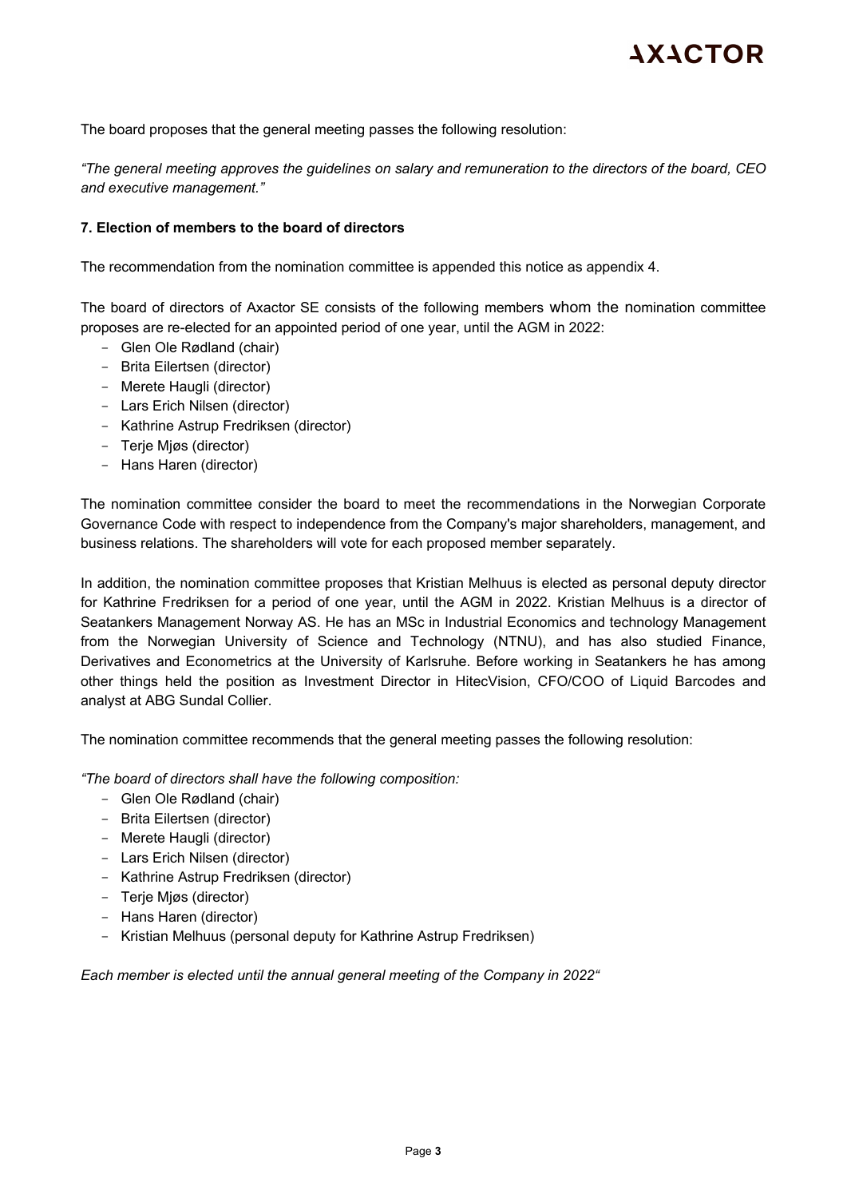The board proposes that the general meeting passes the following resolution:

*"The general meeting approves the guidelines on salary and remuneration to the directors of the board, CEO and executive management."*

**7. Election of members to the board of directors**

The recommendation from the nomination committee is appended this notice as appendix 4.

The board of directors of Axactor SE consists of the following members whom the nomination committee proposes are re-elected for an appointed period of one year, until the AGM in 2022:

- Glen Ole Rødland (chair)
- Brita Eilertsen (director)
- Merete Haugli (director)
- Lars Erich Nilsen (director)
- Kathrine Astrup Fredriksen (director)
- Terje Mjøs (director)
- Hans Haren (director)

The nomination committee consider the board to meet the recommendations in the Norwegian Corporate Governance Code with respect to independence from the Company's major shareholders, management, and business relations. The shareholders will vote for each proposed member separately.

In addition, the nomination committee proposes that Kristian Melhuus is elected as personal deputy director for Kathrine Fredriksen for a period of one year, until the AGM in 2022. Kristian Melhuus is a director of Seatankers Management Norway AS. He has an MSc in Industrial Economics and technology Management from the Norwegian University of Science and Technology (NTNU), and has also studied Finance, Derivatives and Econometrics at the University of Karlsruhe. Before working in Seatankers he has among other things held the position as Investment Director in HitecVision, CFO/COO of Liquid Barcodes and analyst at ABG Sundal Collier.

The nomination committee recommends that the general meeting passes the following resolution:

*"The board of directors shall have the following composition:*

- Glen Ole Rødland (chair)
- Brita Eilertsen (director)
- Merete Haugli (director)
- Lars Erich Nilsen (director)
- Kathrine Astrup Fredriksen (director)
- Terje Mjøs (director)
- Hans Haren (director)
- Kristian Melhuus (personal deputy for Kathrine Astrup Fredriksen)

*Each member is elected until the annual general meeting of the Company in 2022"*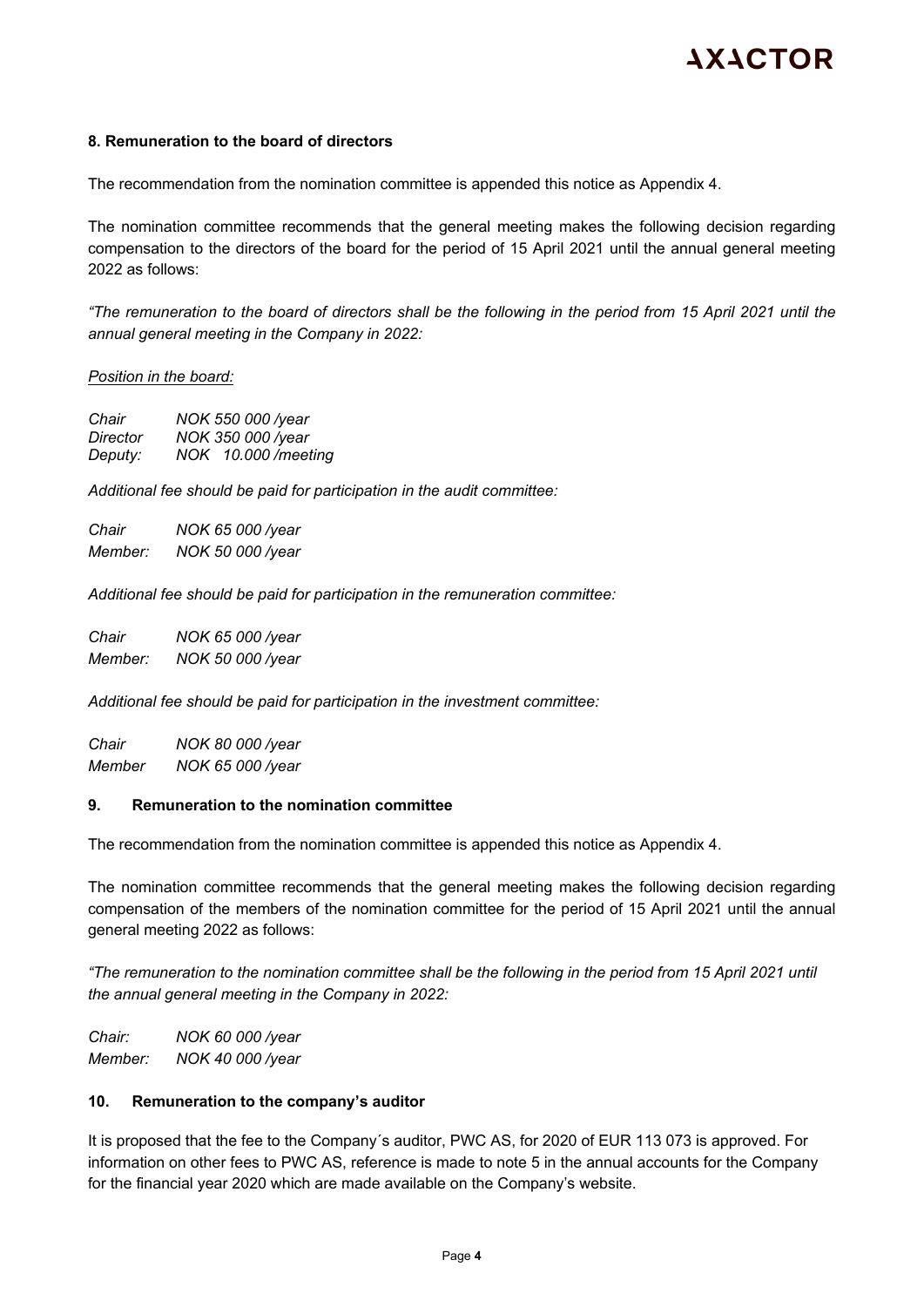### 8. Remuneration to the board of directors

The recommendation from the nomination committee is appended this notice as Appendix 4.

The nomination committee recommends that the general meeting makes the following decision regarding compensation to the directors of the board for the period of 15 April 2021 until the annual general meeting 2022 as follows:

*"The remuneration to the board of directors shall be the following in the period from 15 April 2021 until the annual general meeting in the Company in 2022:*

*Position in the board:*

*Chair NOK 550 000 /year*
*Director NOK 350 000 /year*
*Deputy: NOK 10.000 /meeting*

*Additional fee should be paid for participation in the audit committee:*

*Chair NOK 65 000 /year*
*Member: NOK 50 000 /year*

*Additional fee should be paid for participation in the remuneration committee:*

*Chair NOK 65 000 /year*
*Member: NOK 50 000 /year*

*Additional fee should be paid for participation in the investment committee:*

*Chair NOK 80 000 /year*
*Member NOK 65 000 /year*

### 9. Remuneration to the nomination committee

The recommendation from the nomination committee is appended this notice as Appendix 4.

The nomination committee recommends that the general meeting makes the following decision regarding compensation of the members of the nomination committee for the period of 15 April 2021 until the annual general meeting 2022 as follows:

*"The remuneration to the nomination committee shall be the following in the period from 15 April 2021 until the annual general meeting in the Company in 2022:*

*Chair: NOK 60 000 /year*
*Member: NOK 40 000 /year*

### 10. Remuneration to the company's auditor

It is proposed that the fee to the Company´s auditor, PWC AS, for 2020 of EUR 113 073 is approved. For information on other fees to PWC AS, reference is made to note 5 in the annual accounts for the Company for the financial year 2020 which are made available on the Company's website.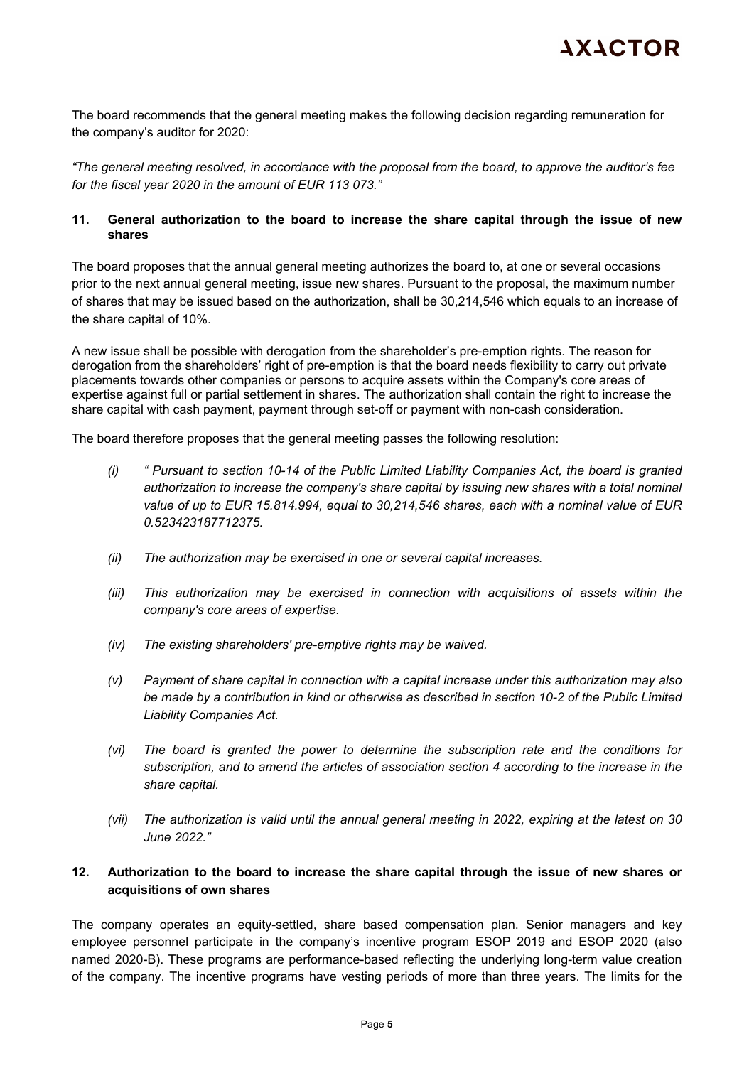The board recommends that the general meeting makes the following decision regarding remuneration for the company's auditor for 2020:

*"The general meeting resolved, in accordance with the proposal from the board, to approve the auditor's fee for the fiscal year 2020 in the amount of EUR 113 073."*

## 11. General authorization to the board to increase the share capital through the issue of new shares

The board proposes that the annual general meeting authorizes the board to, at one or several occasions prior to the next annual general meeting, issue new shares. Pursuant to the proposal, the maximum number of shares that may be issued based on the authorization, shall be 30,214,546 which equals to an increase of the share capital of 10%.

A new issue shall be possible with derogation from the shareholder's pre-emption rights. The reason for derogation from the shareholders' right of pre-emption is that the board needs flexibility to carry out private placements towards other companies or persons to acquire assets within the Company's core areas of expertise against full or partial settlement in shares. The authorization shall contain the right to increase the share capital with cash payment, payment through set-off or payment with non-cash consideration.

The board therefore proposes that the general meeting passes the following resolution:

(i) *" Pursuant to section 10-14 of the Public Limited Liability Companies Act, the board is granted authorization to increase the company's share capital by issuing new shares with a total nominal value of up to EUR 15.814.994, equal to 30,214,546 shares, each with a nominal value of EUR 0.523423187712375.*

(ii) *The authorization may be exercised in one or several capital increases.*

(iii) *This authorization may be exercised in connection with acquisitions of assets within the company's core areas of expertise.*

(iv) *The existing shareholders' pre-emptive rights may be waived.*

(v) *Payment of share capital in connection with a capital increase under this authorization may also be made by a contribution in kind or otherwise as described in section 10-2 of the Public Limited Liability Companies Act.*

(vi) *The board is granted the power to determine the subscription rate and the conditions for subscription, and to amend the articles of association section 4 according to the increase in the share capital.*

(vii) *The authorization is valid until the annual general meeting in 2022, expiring at the latest on 30 June 2022."*

## 12. Authorization to the board to increase the share capital through the issue of new shares or acquisitions of own shares

The company operates an equity-settled, share based compensation plan. Senior managers and key employee personnel participate in the company's incentive program ESOP 2019 and ESOP 2020 (also named 2020-B). These programs are performance-based reflecting the underlying long-term value creation of the company. The incentive programs have vesting periods of more than three years. The limits for the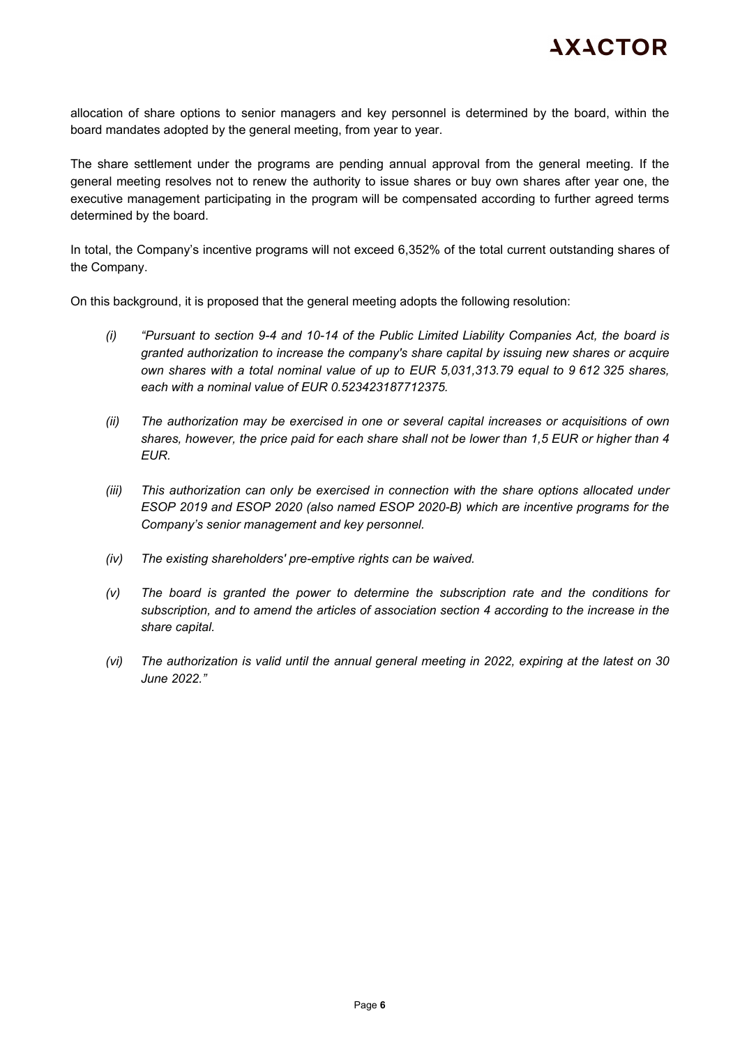allocation of share options to senior managers and key personnel is determined by the board, within the board mandates adopted by the general meeting, from year to year.

The share settlement under the programs are pending annual approval from the general meeting. If the general meeting resolves not to renew the authority to issue shares or buy own shares after year one, the executive management participating in the program will be compensated according to further agreed terms determined by the board.

In total, the Company's incentive programs will not exceed 6,352% of the total current outstanding shares of the Company.

On this background, it is proposed that the general meeting adopts the following resolution:

(i) *"Pursuant to section 9-4 and 10-14 of the Public Limited Liability Companies Act, the board is granted authorization to increase the company's share capital by issuing new shares or acquire own shares with a total nominal value of up to EUR 5,031,313.79 equal to 9 612 325 shares, each with a nominal value of EUR 0.523423187712375.*

(ii) *The authorization may be exercised in one or several capital increases or acquisitions of own shares, however, the price paid for each share shall not be lower than 1,5 EUR or higher than 4 EUR.*

(iii) *This authorization can only be exercised in connection with the share options allocated under ESOP 2019 and ESOP 2020 (also named ESOP 2020-B) which are incentive programs for the Company's senior management and key personnel.*

(iv) *The existing shareholders' pre-emptive rights can be waived.*

(v) *The board is granted the power to determine the subscription rate and the conditions for subscription, and to amend the articles of association section 4 according to the increase in the share capital.*

(vi) *The authorization is valid until the annual general meeting in 2022, expiring at the latest on 30 June 2022."*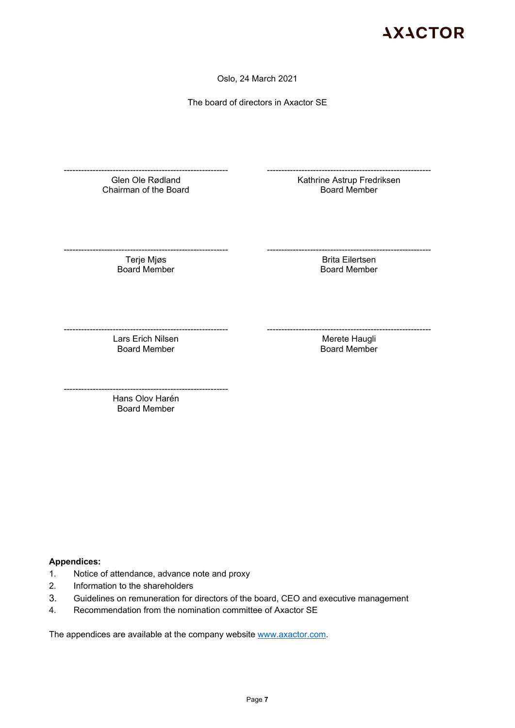Oslo, 24 March 2021

The board of directors in Axactor SE

| | |
|---|---|
| ---------------------------------------------------------<br>Glen Ole Rødland<br>Chairman of the Board | ---------------------------------------------------------<br>Kathrine Astrup Fredriksen<br>Board Member |
| ---------------------------------------------------------<br>Terje Mjøs<br>Board Member | ---------------------------------------------------------<br>Brita Eilertsen<br>Board Member |
| ---------------------------------------------------------<br>Lars Erich Nilsen<br>Board Member | ---------------------------------------------------------<br>Merete Haugli<br>Board Member |
| ---------------------------------------------------------<br>Hans Olov Harén<br>Board Member | |

**Appendices:**

1. Notice of attendance, advance note and proxy
2. Information to the shareholders
3. Guidelines on remuneration for directors of the board, CEO and executive management
4. Recommendation from the nomination committee of Axactor SE

The appendices are available at the company website www.axactor.com.